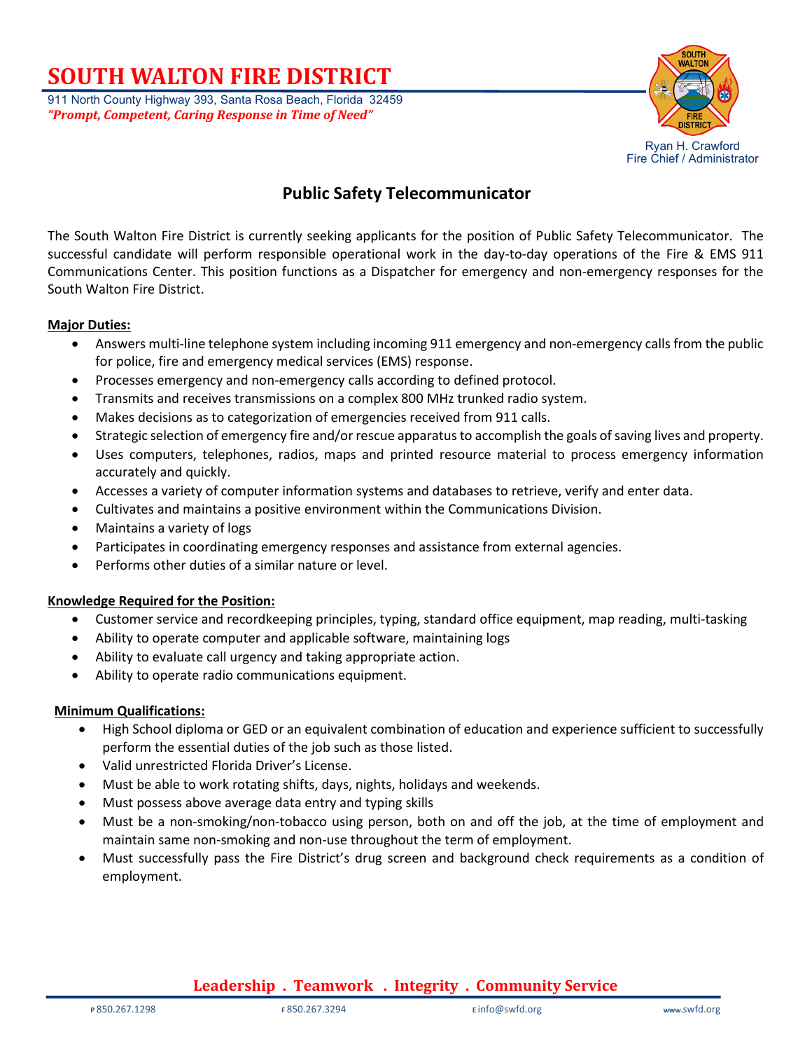# SOUTH WALTON FIRE DISTRICT

911 North County Highway 393, Santa Rosa Beach, Florida 32459
*"Prompt, Competent, Caring Response in Time of Need"*

Ryan H. Crawford
Fire Chief / Administrator

## Public Safety Telecommunicator

The South Walton Fire District is currently seeking applicants for the position of Public Safety Telecommunicator. The successful candidate will perform responsible operational work in the day-to-day operations of the Fire & EMS 911 Communications Center. This position functions as a Dispatcher for emergency and non-emergency responses for the South Walton Fire District.

**Major Duties:**

- Answers multi-line telephone system including incoming 911 emergency and non-emergency calls from the public for police, fire and emergency medical services (EMS) response.
- Processes emergency and non-emergency calls according to defined protocol.
- Transmits and receives transmissions on a complex 800 MHz trunked radio system.
- Makes decisions as to categorization of emergencies received from 911 calls.
- Strategic selection of emergency fire and/or rescue apparatus to accomplish the goals of saving lives and property.
- Uses computers, telephones, radios, maps and printed resource material to process emergency information accurately and quickly.
- Accesses a variety of computer information systems and databases to retrieve, verify and enter data.
- Cultivates and maintains a positive environment within the Communications Division.
- Maintains a variety of logs
- Participates in coordinating emergency responses and assistance from external agencies.
- Performs other duties of a similar nature or level.

**Knowledge Required for the Position:**

- Customer service and recordkeeping principles, typing, standard office equipment, map reading, multi-tasking
- Ability to operate computer and applicable software, maintaining logs
- Ability to evaluate call urgency and taking appropriate action.
- Ability to operate radio communications equipment.

**Minimum Qualifications:**

- High School diploma or GED or an equivalent combination of education and experience sufficient to successfully perform the essential duties of the job such as those listed.
- Valid unrestricted Florida Driver's License.
- Must be able to work rotating shifts, days, nights, holidays and weekends.
- Must possess above average data entry and typing skills
- Must be a non-smoking/non-tobacco using person, both on and off the job, at the time of employment and maintain same non-smoking and non-use throughout the term of employment.
- Must successfully pass the Fire District's drug screen and background check requirements as a condition of employment.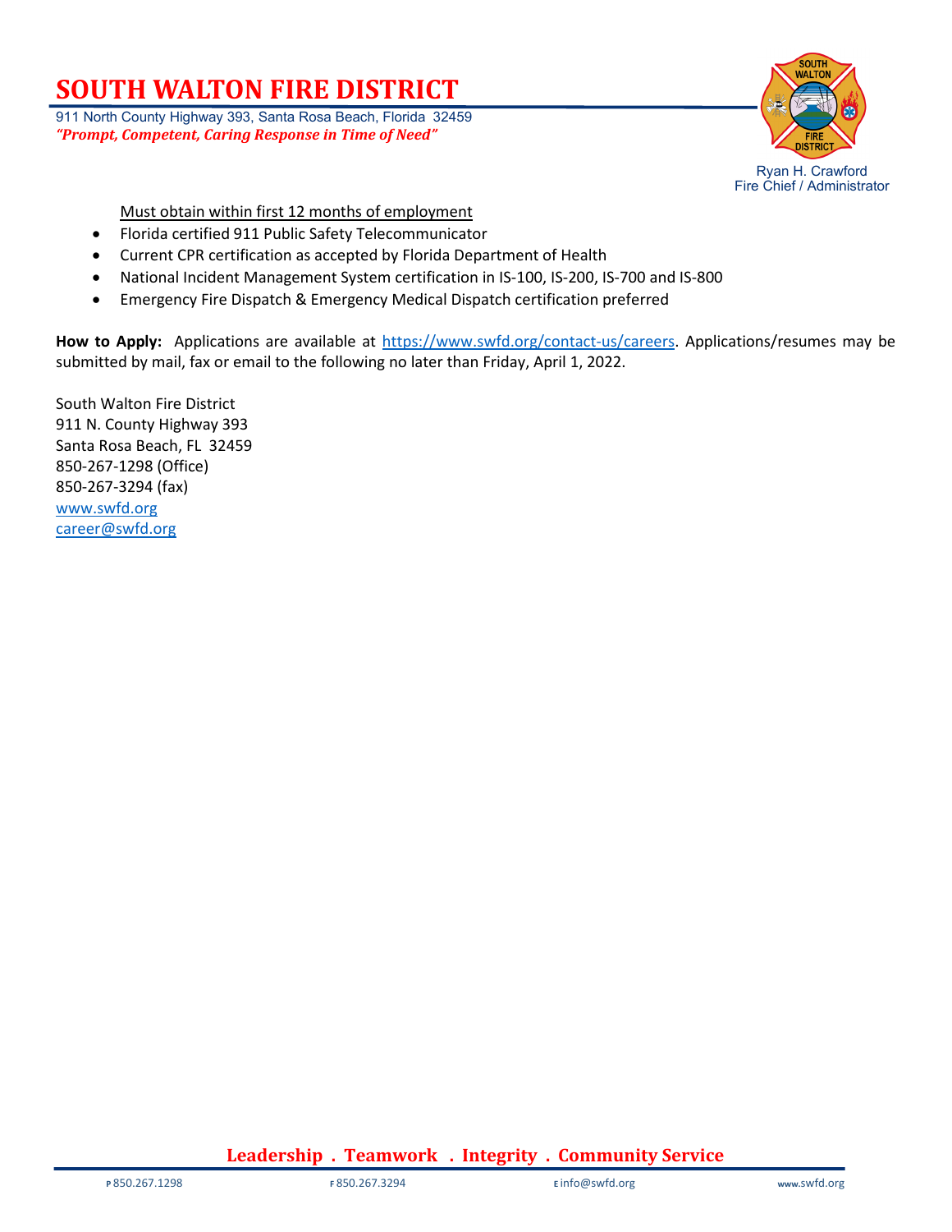Must obtain within first 12 months of employment

- Florida certified 911 Public Safety Telecommunicator
- Current CPR certification as accepted by Florida Department of Health
- National Incident Management System certification in IS-100, IS-200, IS-700 and IS-800
- Emergency Fire Dispatch & Emergency Medical Dispatch certification preferred

**How to Apply:** Applications are available at https://www.swfd.org/contact-us/careers. Applications/resumes may be submitted by mail, fax or email to the following no later than Friday, April 1, 2022.

South Walton Fire District
911 N. County Highway 393
Santa Rosa Beach, FL 32459
850-267-1298 (Office)
850-267-3294 (fax)
www.swfd.org
career@swfd.org